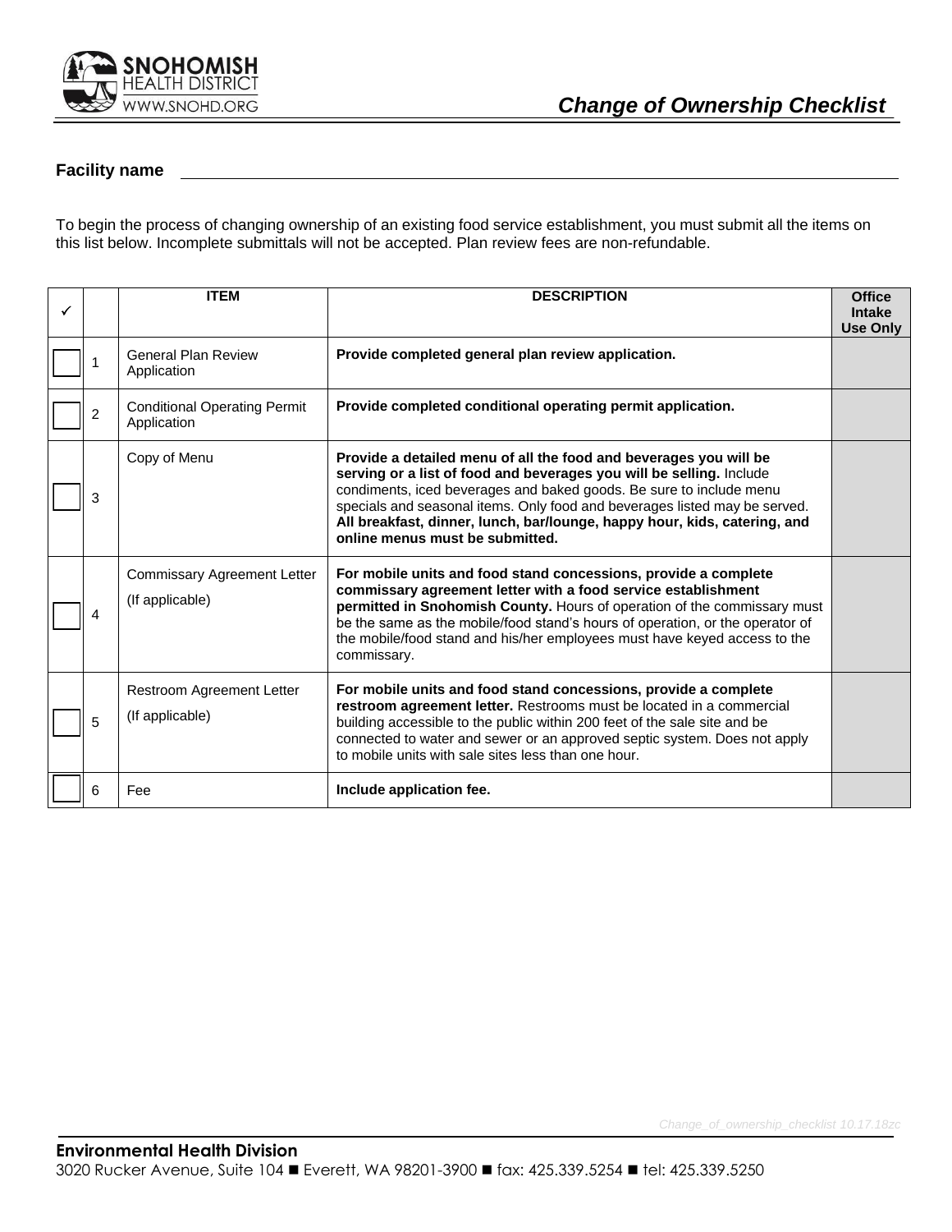SNOHOMISH HEALTH DISTRICT
WWW.SNOHD.ORG

# *Change of Ownership Checklist*

**Facility name** \_\_\_\_\_\_\_\_\_\_\_\_\_\_\_\_\_\_\_\_\_\_\_\_\_\_\_\_\_\_\_\_\_\_\_\_\_\_\_\_

To begin the process of changing ownership of an existing food service establishment, you must submit all the items on this list below. Incomplete submittals will not be accepted. Plan review fees are non-refundable.

| ✓ | | ITEM | DESCRIPTION | Office Intake Use Only |
|---|---|---|---|---|
| ☐ | 1 | General Plan Review Application | **Provide completed general plan review application.** | |
| ☐ | 2 | Conditional Operating Permit Application | **Provide completed conditional operating permit application.** | |
| ☐ | 3 | Copy of Menu | **Provide a detailed menu of all the food and beverages you will be serving or a list of food and beverages you will be selling.** Include condiments, iced beverages and baked goods. Be sure to include menu specials and seasonal items. Only food and beverages listed may be served. **All breakfast, dinner, lunch, bar/lounge, happy hour, kids, catering, and online menus must be submitted.** | |
| ☐ | 4 | Commissary Agreement Letter (If applicable) | **For mobile units and food stand concessions, provide a complete commissary agreement letter with a food service establishment permitted in Snohomish County.** Hours of operation of the commissary must be the same as the mobile/food stand's hours of operation, or the operator of the mobile/food stand and his/her employees must have keyed access to the commissary. | |
| ☐ | 5 | Restroom Agreement Letter (If applicable) | **For mobile units and food stand concessions, provide a complete restroom agreement letter.** Restrooms must be located in a commercial building accessible to the public within 200 feet of the sale site and be connected to water and sewer or an approved septic system. Does not apply to mobile units with sale sites less than one hour. | |
| ☐ | 6 | Fee | **Include application fee.** | |

*Change_of_ownership_checklist 10.17.18zc*

**Environmental Health Division**
3020 Rucker Avenue, Suite 104 ■ Everett, WA 98201-3900 ■ fax: 425.339.5254 ■ tel: 425.339.5250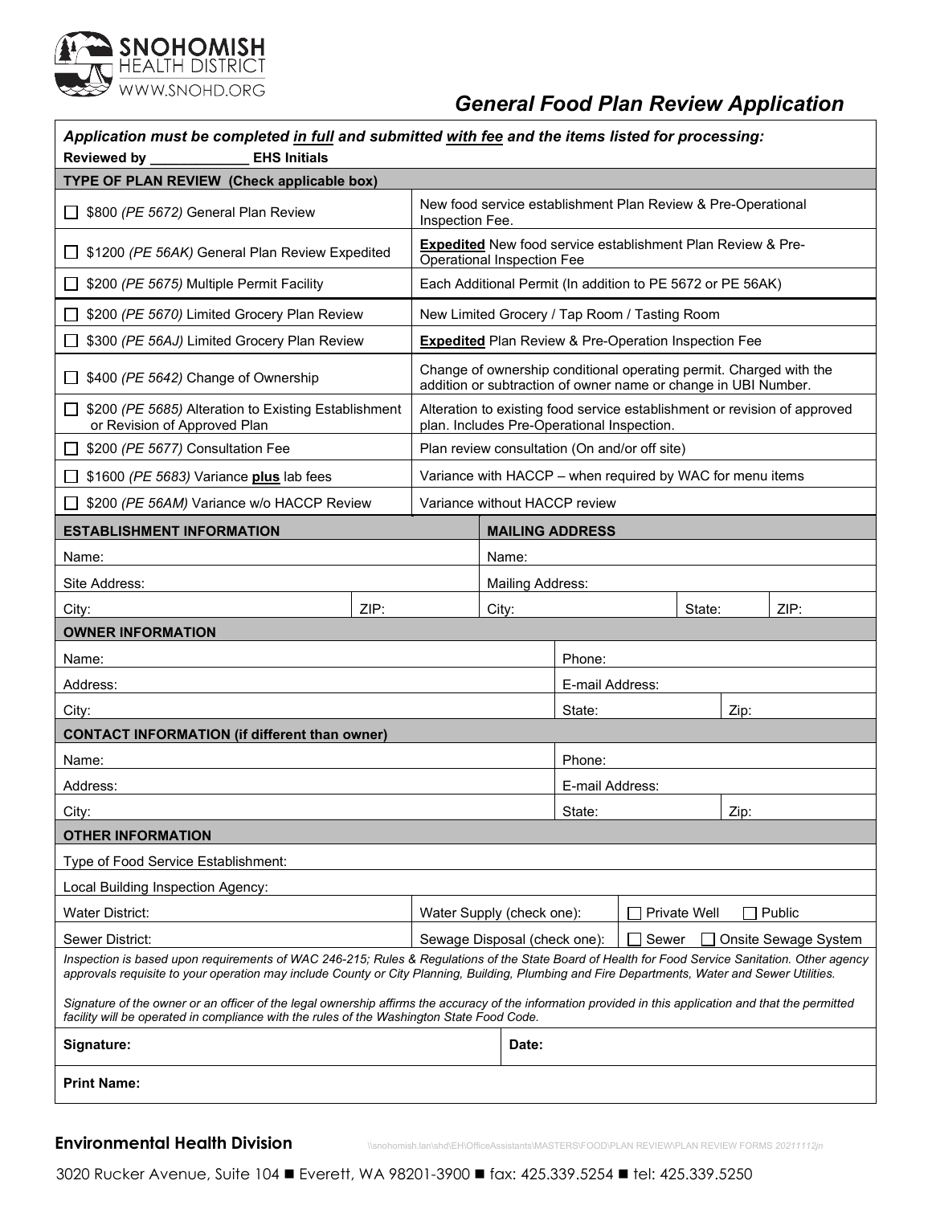# General Food Plan Review Application

***Application must be completed <u>in full</u> and submitted <u>with fee</u> and the items listed for processing:***

**Reviewed by _____________ EHS Initials**

| TYPE OF PLAN REVIEW (Check applicable box) | |
|---|---|
| ☐ $800 *(PE 5672)* General Plan Review | New food service establishment Plan Review & Pre-Operational Inspection Fee. |
| ☐ $1200 *(PE 56AK)* General Plan Review Expedited | **<u>Expedited</u>** New food service establishment Plan Review & Pre-Operational Inspection Fee |
| ☐ $200 *(PE 5675)* Multiple Permit Facility | Each Additional Permit (In addition to PE 5672 or PE 56AK) |
| ☐ $200 *(PE 5670)* Limited Grocery Plan Review | New Limited Grocery / Tap Room / Tasting Room |
| ☐ $300 *(PE 56AJ)* Limited Grocery Plan Review | **<u>Expedited</u>** Plan Review & Pre-Operation Inspection Fee |
| ☐ $400 *(PE 5642)* Change of Ownership | Change of ownership conditional operating permit. Charged with the addition or subtraction of owner name or change in UBI Number. |
| ☐ $200 *(PE 5685)* Alteration to Existing Establishment or Revision of Approved Plan | Alteration to existing food service establishment or revision of approved plan. Includes Pre-Operational Inspection. |
| ☐ $200 *(PE 5677)* Consultation Fee | Plan review consultation (On and/or off site) |
| ☐ $1600 *(PE 5683)* Variance **<u>plus</u>** lab fees | Variance with HACCP – when required by WAC for menu items |
| ☐ $200 *(PE 56AM)* Variance w/o HACCP Review | Variance without HACCP review |

| ESTABLISHMENT INFORMATION | | MAILING ADDRESS | | |
|---|---|---|---|---|
| Name: | | Name: | | |
| Site Address: | | Mailing Address: | | |
| City: | ZIP: | City: | State: | ZIP: |

| OWNER INFORMATION | | |
|---|---|---|
| Name: | Phone: | |
| Address: | E-mail Address: | |
| City: | State: | Zip: |

| CONTACT INFORMATION (if different than owner) | | |
|---|---|---|
| Name: | Phone: | |
| Address: | E-mail Address: | |
| City: | State: | Zip: |

| OTHER INFORMATION | | |
|---|---|---|
| Type of Food Service Establishment: | | |
| Local Building Inspection Agency: | | |
| Water District: | Water Supply (check one): | ☐ Private Well ☐ Public |
| Sewer District: | Sewage Disposal (check one): | ☐ Sewer ☐ Onsite Sewage System |

*Inspection is based upon requirements of WAC 246-215; Rules & Regulations of the State Board of Health for Food Service Sanitation. Other agency approvals requisite to your operation may include County or City Planning, Building, Plumbing and Fire Departments, Water and Sewer Utilities.*

*Signature of the owner or an officer of the legal ownership affirms the accuracy of the information provided in this application and that the permitted facility will be operated in compliance with the rules of the Washington State Food Code.*

| **Signature:** | **Date:** |
|---|---|
| **Print Name:** | |

**Environmental Health Division** \\snohomish.lan\shd\EH\OfficeAssistants\MASTERS\FOOD\PLAN REVIEW\PLAN REVIEW FORMS *20211112jn*

3020 Rucker Avenue, Suite 104 ■ Everett, WA 98201-3900 ■ fax: 425.339.5254 ■ tel: 425.339.5250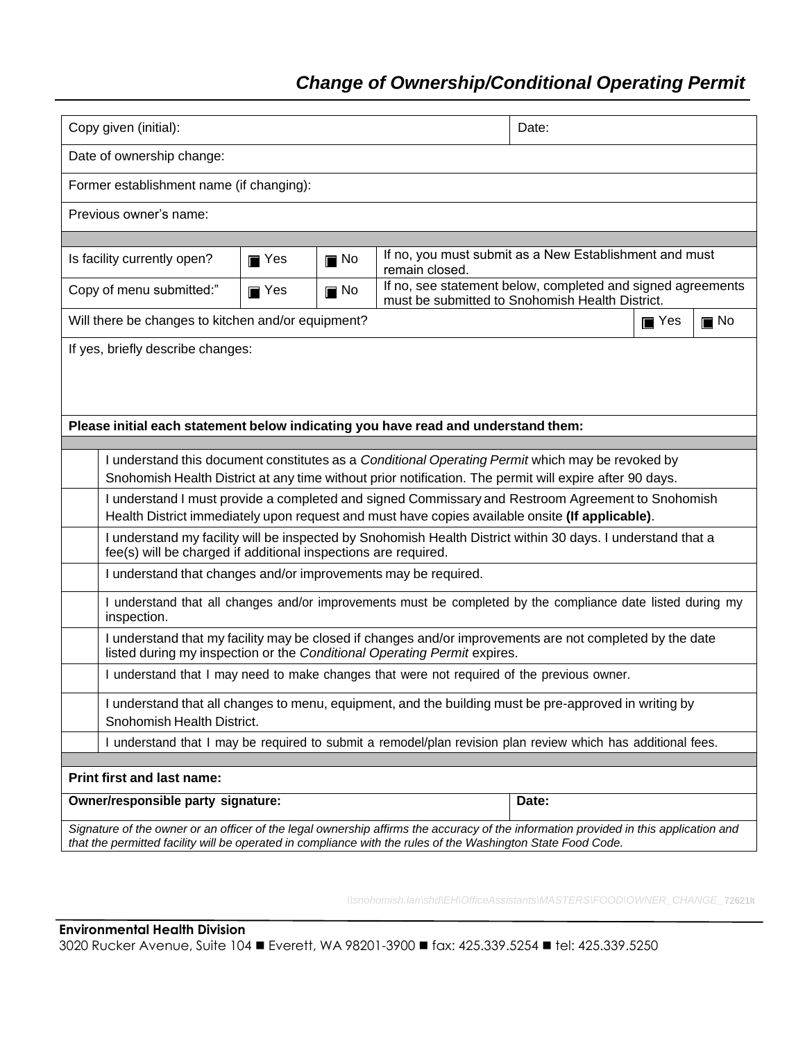## *Change of Ownership/Conditional Operating Permit*

| Copy given (initial): | | | | Date: | | |
|---|---|---|---|---|---|---|
| Date of ownership change: | | | | | | |
| Former establishment name (if changing): | | | | | | |
| Previous owner's name: | | | | | | |
| Is facility currently open? | ■ Yes | ■ No | If no, you must submit as a New Establishment and must remain closed. | | | |
| Copy of menu submitted:" | ■ Yes | ■ No | If no, see statement below, completed and signed agreements must be submitted to Snohomish Health District. | | | |
| Will there be changes to kitchen and/or equipment? | | | | | ■ Yes | ■ No |
| If yes, briefly describe changes: | | | | | | |

**Please initial each statement below indicating you have read and understand them:**

| Initial | Statement |
|---|---|
| | I understand this document constitutes as a *Conditional Operating Permit* which may be revoked by Snohomish Health District at any time without prior notification. The permit will expire after 90 days. |
| | I understand I must provide a completed and signed Commissary and Restroom Agreement to Snohomish Health District immediately upon request and must have copies available onsite **(If applicable)**. |
| | I understand my facility will be inspected by Snohomish Health District within 30 days. I understand that a fee(s) will be charged if additional inspections are required. |
| | I understand that changes and/or improvements may be required. |
| | I understand that all changes and/or improvements must be completed by the compliance date listed during my inspection. |
| | I understand that my facility may be closed if changes and/or improvements are not completed by the date listed during my inspection or the *Conditional Operating Permit* expires. |
| | I understand that I may need to make changes that were not required of the previous owner. |
| | I understand that all changes to menu, equipment, and the building must be pre-approved in writing by Snohomish Health District. |
| | I understand that I may be required to submit a remodel/plan revision plan review which has additional fees. |

| **Print first and last name:** | |
|---|---|
| **Owner/responsible party signature:** | **Date:** |

*Signature of the owner or an officer of the legal ownership affirms the accuracy of the information provided in this application and that the permitted facility will be operated in compliance with the rules of the Washington State Food Code.*

*\\snohomish.lan\shd\EH\OfficeAssistants\MASTERS\FOOD\OWNER_CHANGE_* 72621lt

**Environmental Health Division**
3020 Rucker Avenue, Suite 104 ■ Everett, WA 98201-3900 ■ fax: 425.339.5254 ■ tel: 425.339.5250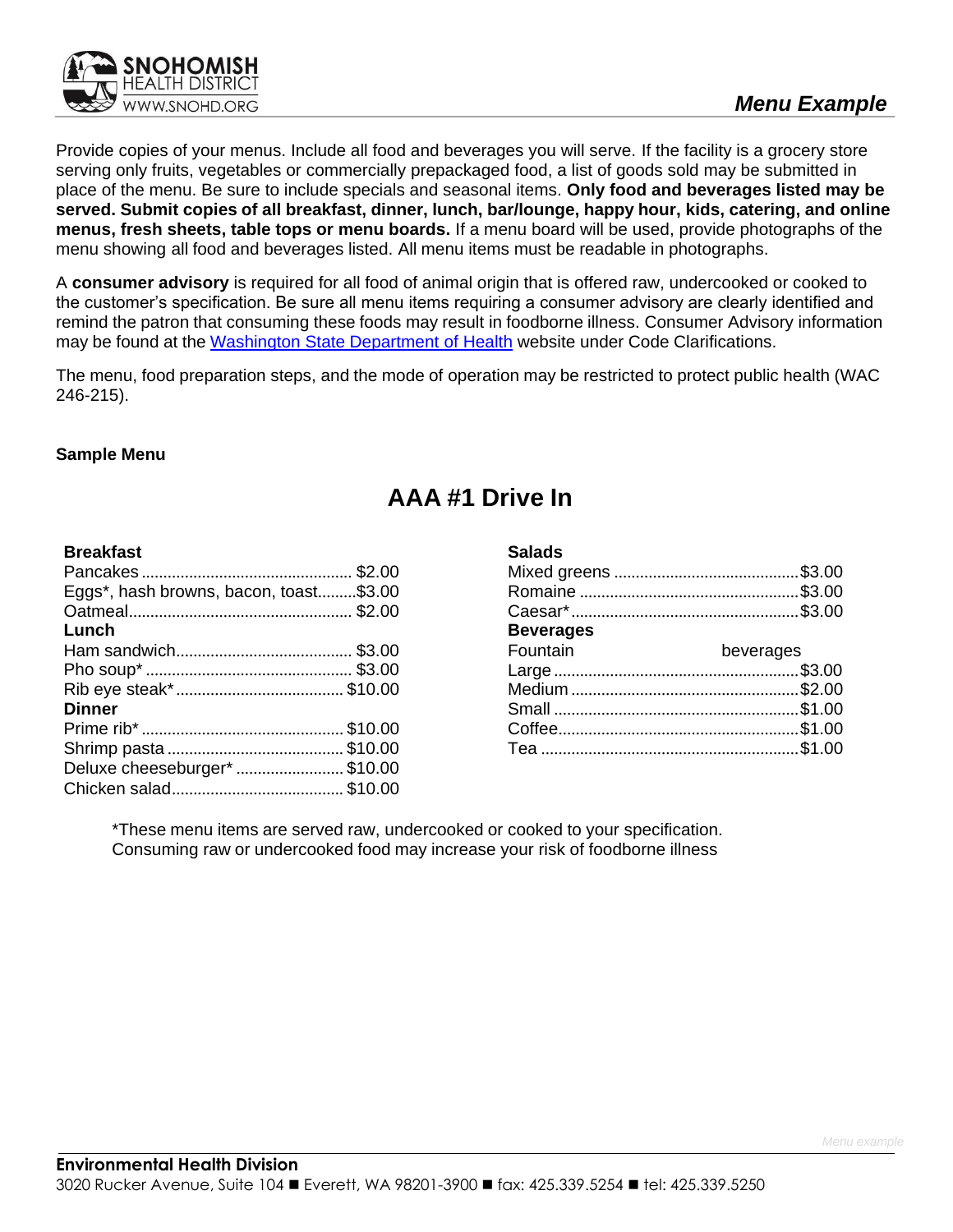## Menu Example

Provide copies of your menus. Include all food and beverages you will serve. If the facility is a grocery store serving only fruits, vegetables or commercially prepackaged food, a list of goods sold may be submitted in place of the menu. Be sure to include specials and seasonal items. **Only food and beverages listed may be served. Submit copies of all breakfast, dinner, lunch, bar/lounge, happy hour, kids, catering, and online menus, fresh sheets, table tops or menu boards.** If a menu board will be used, provide photographs of the menu showing all food and beverages listed. All menu items must be readable in photographs.

A **consumer advisory** is required for all food of animal origin that is offered raw, undercooked or cooked to the customer's specification. Be sure all menu items requiring a consumer advisory are clearly identified and remind the patron that consuming these foods may result in foodborne illness. Consumer Advisory information may be found at the Washington State Department of Health website under Code Clarifications.

The menu, food preparation steps, and the mode of operation may be restricted to protect public health (WAC 246-215).

**Sample Menu**

# AAA #1 Drive In

**Breakfast**

Pancakes ........ $2.00
Eggs*, hash browns, bacon, toast ........ $3.00
Oatmeal ........ $2.00

**Lunch**

Ham sandwich ........ $3.00
Pho soup* ........ $3.00
Rib eye steak* ........ $10.00

**Dinner**

Prime rib* ........ $10.00
Shrimp pasta ........ $10.00
Deluxe cheeseburger* ........ $10.00
Chicken salad ........ $10.00

**Salads**

Mixed greens ........ $3.00
Romaine ........ $3.00
Caesar* ........ $3.00

**Beverages**

Fountain beverages
Large ........ $3.00
Medium ........ $2.00
Small ........ $1.00
Coffee ........ $1.00
Tea ........ $1.00

*These menu items are served raw, undercooked or cooked to your specification. Consuming raw or undercooked food may increase your risk of foodborne illness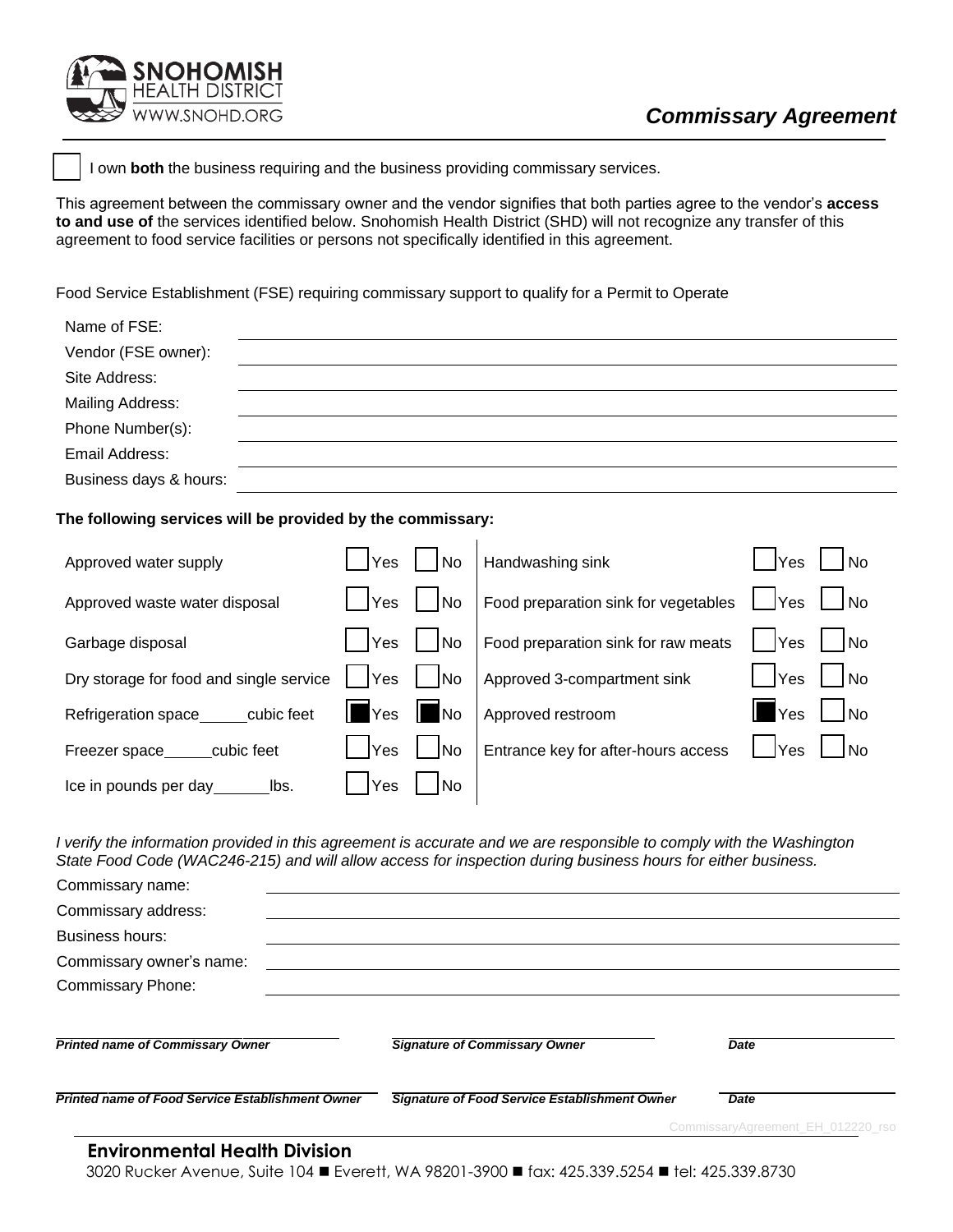# Commissary Agreement

☐ I own **both** the business requiring and the business providing commissary services.

This agreement between the commissary owner and the vendor signifies that both parties agree to the vendor's **access to and use of** the services identified below. Snohomish Health District (SHD) will not recognize any transfer of this agreement to food service facilities or persons not specifically identified in this agreement.

Food Service Establishment (FSE) requiring commissary support to qualify for a Permit to Operate

Name of FSE: ______________________________

Vendor (FSE owner): ______________________________

Site Address: ______________________________

Mailing Address: ______________________________

Phone Number(s): ______________________________

Email Address: ______________________________

Business days & hours: ______________________________

**The following services will be provided by the commissary:**

| Service | | | Service | | |
|---|---|---|---|---|---|
| Approved water supply | ☐ Yes | ☐ No | Handwashing sink | ☐ Yes | ☐ No |
| Approved waste water disposal | ☐ Yes | ☐ No | Food preparation sink for vegetables | ☐ Yes | ☐ No |
| Garbage disposal | ☐ Yes | ☐ No | Food preparation sink for raw meats | ☐ Yes | ☐ No |
| Dry storage for food and single service | ☐ Yes | ☐ No | Approved 3-compartment sink | ☐ Yes | ☐ No |
| Refrigeration space_____cubic feet | ■ Yes | ■ No | Approved restroom | ■ Yes | ☐ No |
| Freezer space_____cubic feet | ☐ Yes | ☐ No | Entrance key for after-hours access | ☐ Yes | ☐ No |
| Ice in pounds per day______lbs. | ☐ Yes | ☐ No | | | |

*I verify the information provided in this agreement is accurate and we are responsible to comply with the Washington State Food Code (WAC246-215) and will allow access for inspection during business hours for either business.*

Commissary name: ______________________________

Commissary address: ______________________________

Business hours: ______________________________

Commissary owner's name: ______________________________

Commissary Phone: ______________________________

______________________________ ______________________________ ____________

***Printed name of Commissary Owner*** ***Signature of Commissary Owner*** ***Date***

______________________________ ______________________________ ____________

***Printed name of Food Service Establishment Owner*** ***Signature of Food Service Establishment Owner*** ***Date***

CommissaryAgreement_EH_012220_rso

**Environmental Health Division**

3020 Rucker Avenue, Suite 104 ■ Everett, WA 98201-3900 ■ fax: 425.339.5254 ■ tel: 425.339.8730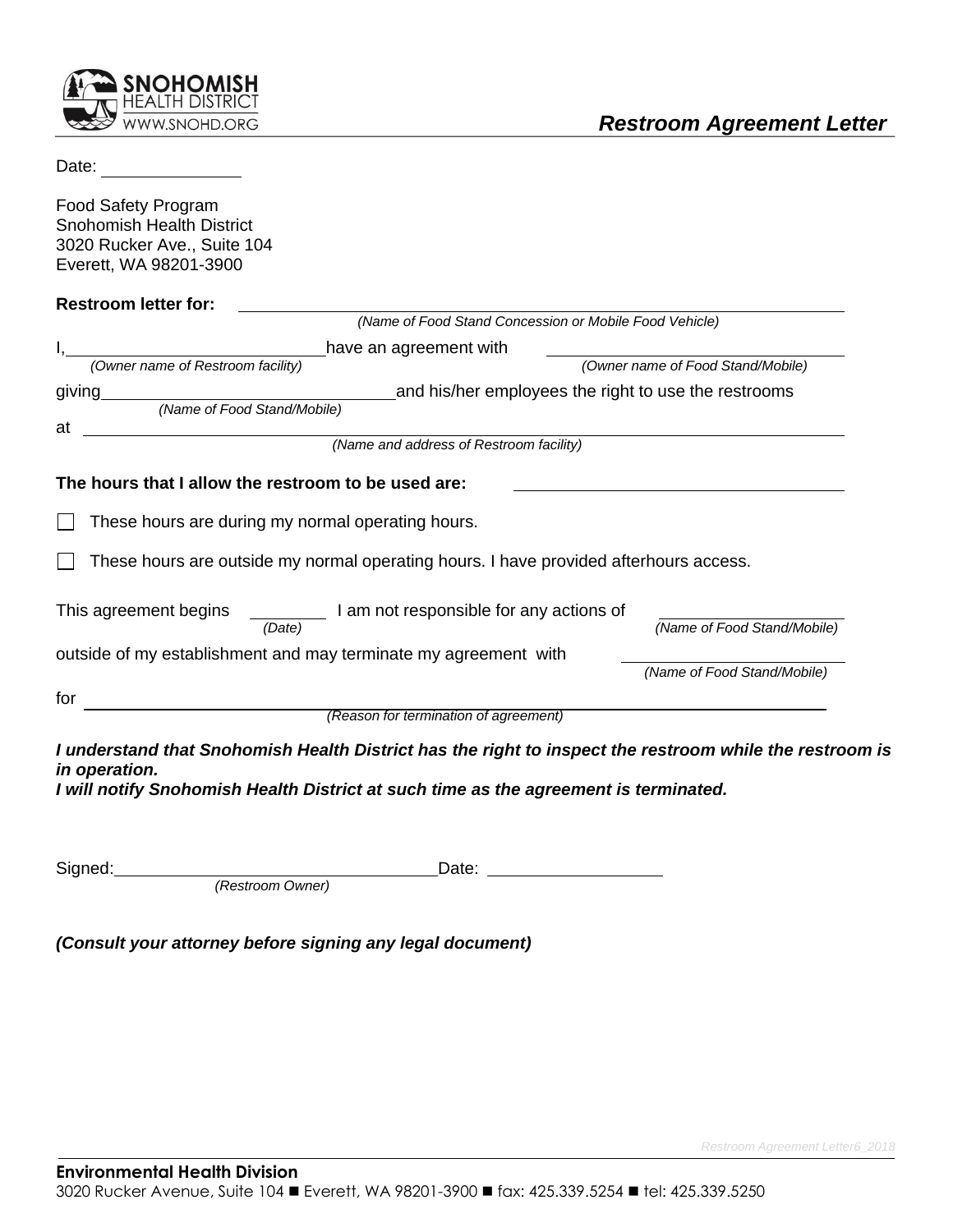SNOHOMISH HEALTH DISTRICT
WWW.SNOHD.ORG

## *Restroom Agreement Letter*

Date: ______________

Food Safety Program
Snohomish Health District
3020 Rucker Ave., Suite 104
Everett, WA 98201-3900

**Restroom letter for:** ____________________________________________
*(Name of Food Stand Concession or Mobile Food Vehicle)*

I, ____________________________ have an agreement with ____________________________
*(Owner name of Restroom facility)* *(Owner name of Food Stand/Mobile)*

giving ____________________________ and his/her employees the right to use the restrooms
*(Name of Food Stand/Mobile)*

at ____________________________________________
*(Name and address of Restroom facility)*

**The hours that I allow the restroom to be used are:** ____________________________

☐ These hours are during my normal operating hours.

☐ These hours are outside my normal operating hours. I have provided afterhours access.

This agreement begins ________ I am not responsible for any actions of ____________________
*(Date)* *(Name of Food Stand/Mobile)*

outside of my establishment and may terminate my agreement with ____________________
*(Name of Food Stand/Mobile)*

for ____________________________________________
*(Reason for termination of agreement)*

***I understand that Snohomish Health District has the right to inspect the restroom while the restroom is in operation.***
***I will notify Snohomish Health District at such time as the agreement is terminated.***

Signed: ____________________________ Date: ______________
*(Restroom Owner)*

***(Consult your attorney before signing any legal document)***

*Restroom Agreement Letter6_2018*

**Environmental Health Division**
3020 Rucker Avenue, Suite 104 ■ Everett, WA 98201-3900 ■ fax: 425.339.5254 ■ tel: 425.339.5250